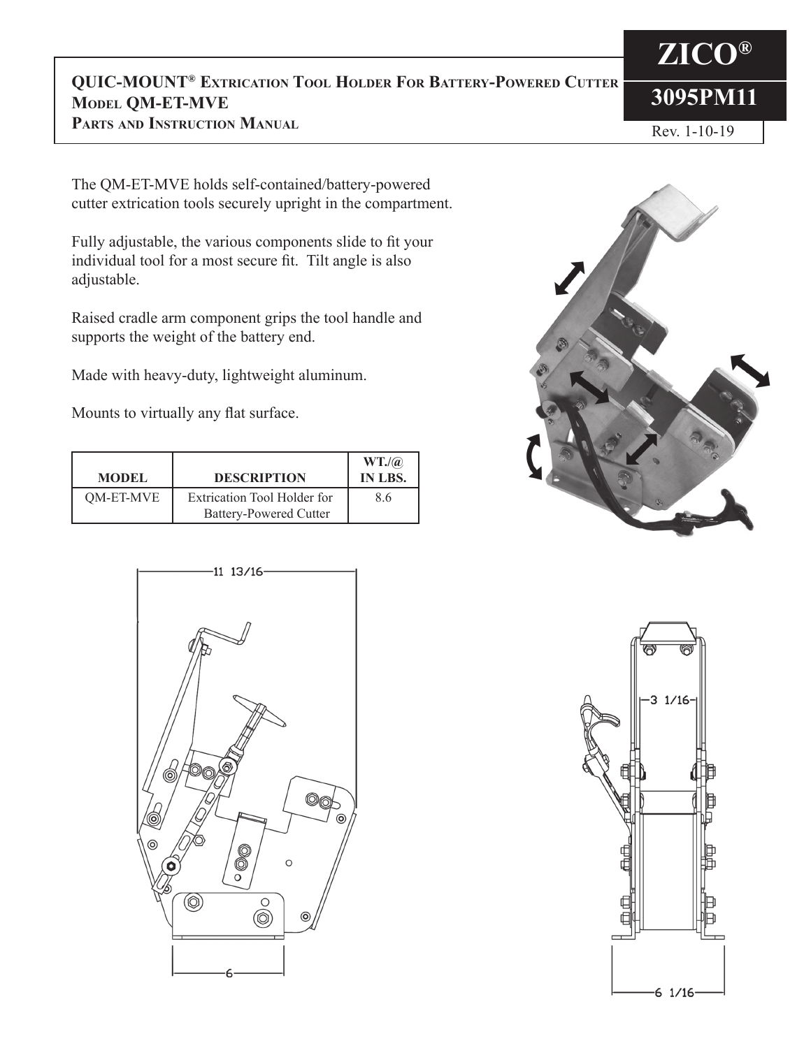**ZICO®**

**3095PM11**

Rev. 1-10-19

# QUIC-MOUNT® Extrication Tool Holder For Battery-Powered Cutter
## Model QM-ET-MVE
## Parts and Instruction Manual

The QM-ET-MVE holds self-contained/battery-powered cutter extrication tools securely upright in the compartment.

Fully adjustable, the various components slide to fit your individual tool for a most secure fit. Tilt angle is also adjustable.

Raised cradle arm component grips the tool handle and supports the weight of the battery end.

Made with heavy-duty, lightweight aluminum.

Mounts to virtually any flat surface.

| MODEL | DESCRIPTION | WT./@ IN LBS. |
|---|---|---|
| QM-ET-MVE | Extrication Tool Holder for Battery-Powered Cutter | 8.6 |

11 13/16

6

3 1/16

6 1/16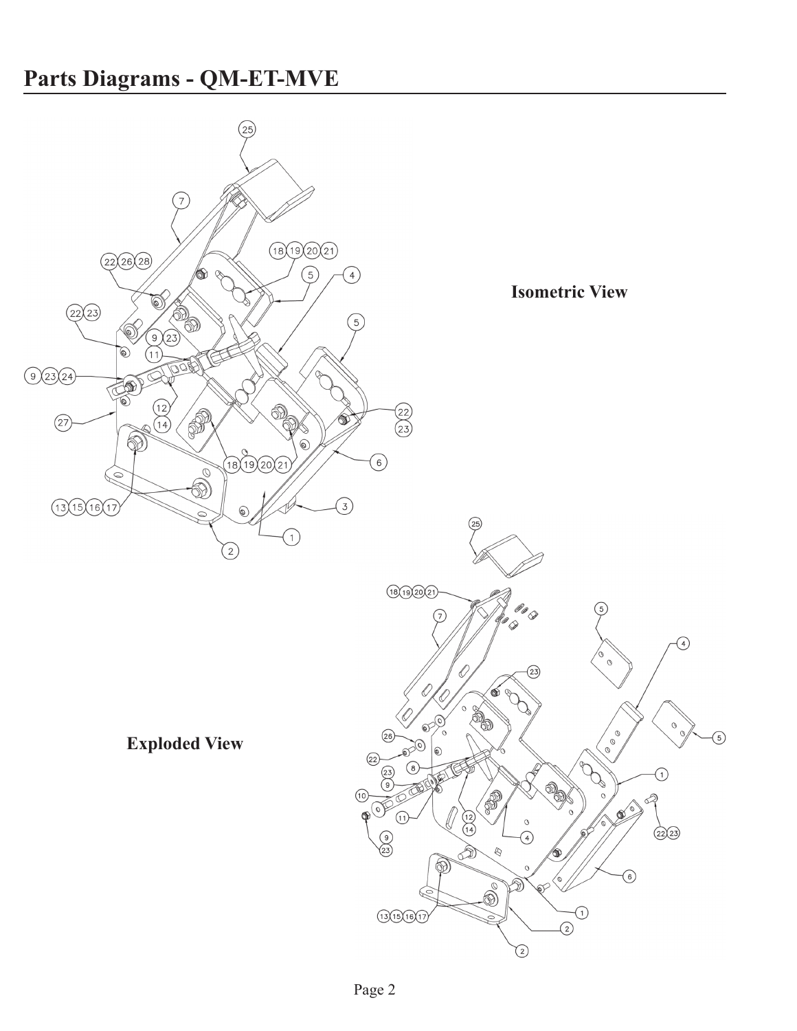# Parts Diagrams - QM-ET-MVE

**Isometric View**

**Exploded View**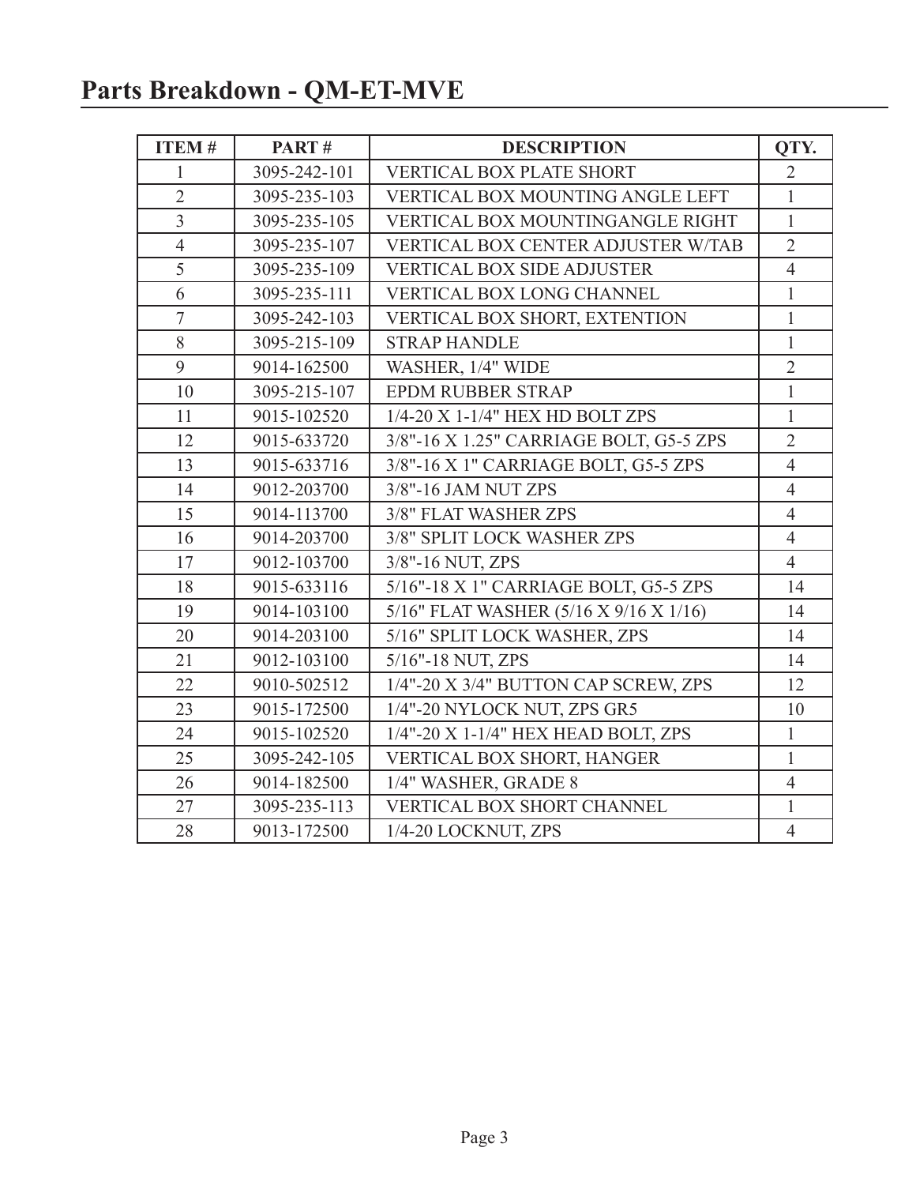# Parts Breakdown - QM-ET-MVE

| ITEM # | PART # | DESCRIPTION | QTY. |
|---|---|---|---|
| 1 | 3095-242-101 | VERTICAL BOX PLATE SHORT | 2 |
| 2 | 3095-235-103 | VERTICAL BOX MOUNTING ANGLE LEFT | 1 |
| 3 | 3095-235-105 | VERTICAL BOX MOUNTINGANGLE RIGHT | 1 |
| 4 | 3095-235-107 | VERTICAL BOX CENTER ADJUSTER W/TAB | 2 |
| 5 | 3095-235-109 | VERTICAL BOX SIDE ADJUSTER | 4 |
| 6 | 3095-235-111 | VERTICAL BOX LONG CHANNEL | 1 |
| 7 | 3095-242-103 | VERTICAL BOX SHORT, EXTENTION | 1 |
| 8 | 3095-215-109 | STRAP HANDLE | 1 |
| 9 | 9014-162500 | WASHER, 1/4" WIDE | 2 |
| 10 | 3095-215-107 | EPDM RUBBER STRAP | 1 |
| 11 | 9015-102520 | 1/4-20 X 1-1/4" HEX HD BOLT ZPS | 1 |
| 12 | 9015-633720 | 3/8"-16 X 1.25" CARRIAGE BOLT, G5-5 ZPS | 2 |
| 13 | 9015-633716 | 3/8"-16 X 1" CARRIAGE BOLT, G5-5 ZPS | 4 |
| 14 | 9012-203700 | 3/8"-16 JAM NUT ZPS | 4 |
| 15 | 9014-113700 | 3/8" FLAT WASHER ZPS | 4 |
| 16 | 9014-203700 | 3/8" SPLIT LOCK WASHER ZPS | 4 |
| 17 | 9012-103700 | 3/8"-16 NUT, ZPS | 4 |
| 18 | 9015-633116 | 5/16"-18 X 1" CARRIAGE BOLT, G5-5 ZPS | 14 |
| 19 | 9014-103100 | 5/16" FLAT WASHER (5/16 X 9/16 X 1/16) | 14 |
| 20 | 9014-203100 | 5/16" SPLIT LOCK WASHER, ZPS | 14 |
| 21 | 9012-103100 | 5/16"-18 NUT, ZPS | 14 |
| 22 | 9010-502512 | 1/4"-20 X 3/4" BUTTON CAP SCREW, ZPS | 12 |
| 23 | 9015-172500 | 1/4"-20 NYLOCK NUT, ZPS GR5 | 10 |
| 24 | 9015-102520 | 1/4"-20 X 1-1/4" HEX HEAD BOLT, ZPS | 1 |
| 25 | 3095-242-105 | VERTICAL BOX SHORT, HANGER | 1 |
| 26 | 9014-182500 | 1/4" WASHER, GRADE 8 | 4 |
| 27 | 3095-235-113 | VERTICAL BOX SHORT CHANNEL | 1 |
| 28 | 9013-172500 | 1/4-20 LOCKNUT, ZPS | 4 |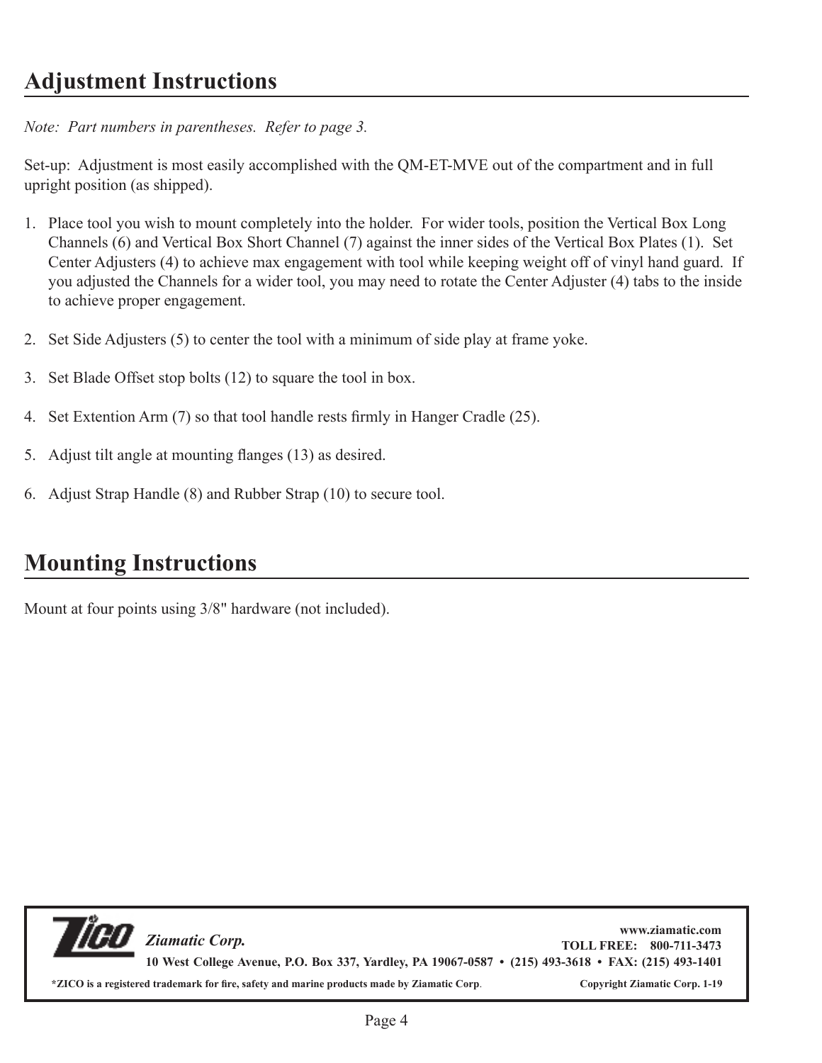## Adjustment Instructions

*Note: Part numbers in parentheses. Refer to page 3.*

Set-up: Adjustment is most easily accomplished with the QM-ET-MVE out of the compartment and in full upright position (as shipped).

1. Place tool you wish to mount completely into the holder. For wider tools, position the Vertical Box Long Channels (6) and Vertical Box Short Channel (7) against the inner sides of the Vertical Box Plates (1). Set Center Adjusters (4) to achieve max engagement with tool while keeping weight off of vinyl hand guard. If you adjusted the Channels for a wider tool, you may need to rotate the Center Adjuster (4) tabs to the inside to achieve proper engagement.

2. Set Side Adjusters (5) to center the tool with a minimum of side play at frame yoke.

3. Set Blade Offset stop bolts (12) to square the tool in box.

4. Set Extention Arm (7) so that tool handle rests firmly in Hanger Cradle (25).

5. Adjust tilt angle at mounting flanges (13) as desired.

6. Adjust Strap Handle (8) and Rubber Strap (10) to secure tool.

## Mounting Instructions

Mount at four points using 3/8" hardware (not included).

ZICO *Ziamatic Corp.*

**www.ziamatic.com**
**TOLL FREE: 800-711-3473**
**10 West College Avenue, P.O. Box 337, Yardley, PA 19067-0587 • (215) 493-3618 • FAX: (215) 493-1401**

**\*ZICO is a registered trademark for fire, safety and marine products made by Ziamatic Corp.** **Copyright Ziamatic Corp. 1-19**